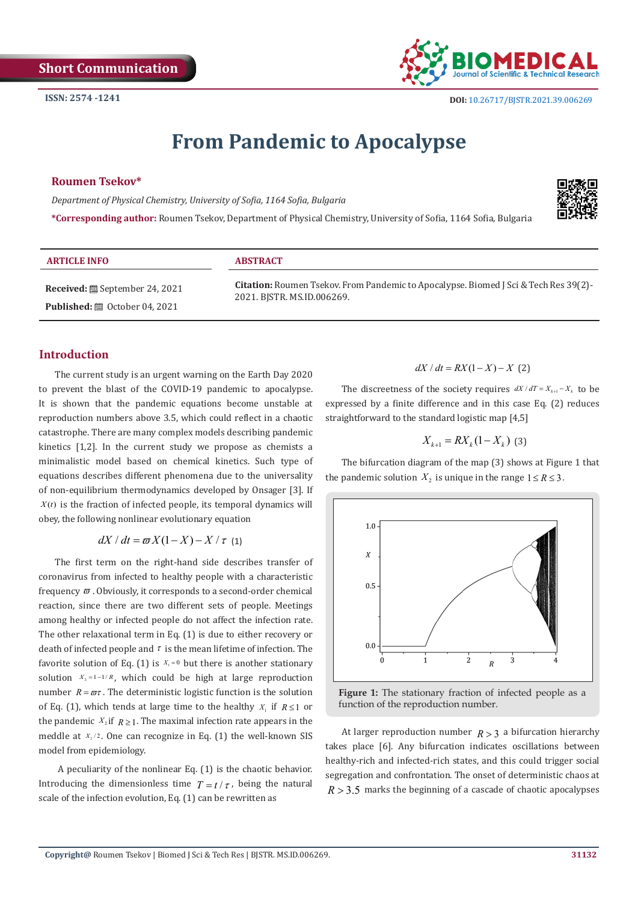Short Communication

ISSN: 2574 -1241

DOI: 10.26717/BJSTR.2021.39.006269

# From Pandemic to Apocalypse

**Roumen Tsekov***

*Department of Physical Chemistry, University of Sofia, 1164 Sofia, Bulgaria*

***Corresponding author:** Roumen Tsekov, Department of Physical Chemistry, University of Sofia, 1164 Sofia, Bulgaria

**ARTICLE INFO**

**Received:** September 24, 2021

**Published:** October 04, 2021

**ABSTRACT**

**Citation:** Roumen Tsekov. From Pandemic to Apocalypse. Biomed J Sci & Tech Res 39(2)-2021. BJSTR. MS.ID.006269.

## Introduction

The current study is an urgent warning on the Earth Day 2020 to prevent the blast of the COVID-19 pandemic to apocalypse. It is shown that the pandemic equations become unstable at reproduction numbers above 3.5, which could reflect in a chaotic catastrophe. There are many complex models describing pandemic kinetics [1,2]. In the current study we propose as chemists a minimalistic model based on chemical kinetics. Such type of equations describes different phenomena due to the universality of non-equilibrium thermodynamics developed by Onsager [3]. If $X(t)$ is the fraction of infected people, its temporal dynamics will obey, the following nonlinear evolutionary equation

$$dX / dt = \varpi X(1-X) - X/\tau \quad (1)$$

The first term on the right-hand side describes transfer of coronavirus from infected to healthy people with a characteristic frequency $\varpi$. Obviously, it corresponds to a second-order chemical reaction, since there are two different sets of people. Meetings among healthy or infected people do not affect the infection rate. The other relaxational term in Eq. (1) is due to either recovery or death of infected people and $\tau$ is the mean lifetime of infection. The favorite solution of Eq. (1) is $X_1 = 0$ but there is another stationary solution $X_2 = 1 - 1/R$, which could be high at large reproduction number $R = \varpi\tau$. The deterministic logistic function is the solution of Eq. (1), which tends at large time to the healthy $X_1$ if $R \le 1$ or the pandemic $X_2$ if $R \ge 1$. The maximal infection rate appears in the meddle at $X_2/2$. One can recognize in Eq. (1) the well-known SIS model from epidemiology.

A peculiarity of the nonlinear Eq. (1) is the chaotic behavior. Introducing the dimensionless time $T = t/\tau$, being the natural scale of the infection evolution, Eq. (1) can be rewritten as

$$dX / dt = RX(1-X) - X \quad (2)$$

The discreetness of the society requires $dX/dT = X_{k+1} - X_k$ to be expressed by a finite difference and in this case Eq. (2) reduces straightforward to the standard logistic map [4,5]

$$X_{k+1} = RX_k(1-X_k) \quad (3)$$

The bifurcation diagram of the map (3) shows at Figure 1 that the pandemic solution $X_2$ is unique in the range $1 \le R \le 3$.

**Figure 1:** The stationary fraction of infected people as a function of the reproduction number.

At larger reproduction number $R > 3$ a bifurcation hierarchy takes place [6]. Any bifurcation indicates oscillations between healthy-rich and infected-rich states, and this could trigger social segregation and confrontation. The onset of deterministic chaos at $R > 3.5$ marks the beginning of a cascade of chaotic apocalypses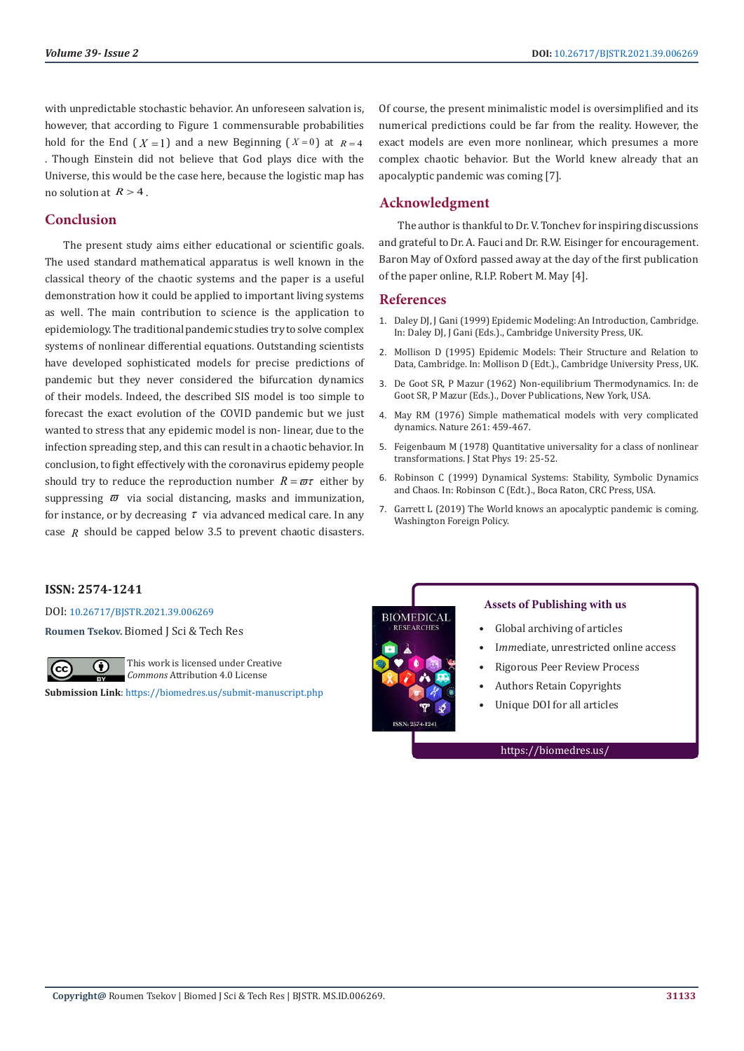with unpredictable stochastic behavior. An unforeseen salvation is, however, that according to Figure 1 commensurable probabilities hold for the End ($X = 1$) and a new Beginning ($X = 0$) at $R = 4$. Though Einstein did not believe that God plays dice with the Universe, this would be the case here, because the logistic map has no solution at $R > 4$.

## Conclusion

The present study aims either educational or scientific goals. The used standard mathematical apparatus is well known in the classical theory of the chaotic systems and the paper is a useful demonstration how it could be applied to important living systems as well. The main contribution to science is the application to epidemiology. The traditional pandemic studies try to solve complex systems of nonlinear differential equations. Outstanding scientists have developed sophisticated models for precise predictions of pandemic but they never considered the bifurcation dynamics of their models. Indeed, the described SIS model is too simple to forecast the exact evolution of the COVID pandemic but we just wanted to stress that any epidemic model is non- linear, due to the infection spreading step, and this can result in a chaotic behavior. In conclusion, to fight effectively with the coronavirus epidemy people should try to reduce the reproduction number $R = \varpi\tau$ either by suppressing $\varpi$ via social distancing, masks and immunization, for instance, or by decreasing $\tau$ via advanced medical care. In any case $R$ should be capped below 3.5 to prevent chaotic disasters. Of course, the present minimalistic model is oversimplified and its numerical predictions could be far from the reality. However, the exact models are even more nonlinear, which presumes a more complex chaotic behavior. But the World knew already that an apocalyptic pandemic was coming [7].

## Acknowledgment

The author is thankful to Dr. V. Tonchev for inspiring discussions and grateful to Dr. A. Fauci and Dr. R.W. Eisinger for encouragement. Baron May of Oxford passed away at the day of the first publication of the paper online, R.I.P. Robert M. May [4].

## References

1. Daley DJ, J Gani (1999) Epidemic Modeling: An Introduction, Cambridge. In: Daley DJ, J Gani (Eds.)., Cambridge University Press, UK.
2. Mollison D (1995) Epidemic Models: Their Structure and Relation to Data, Cambridge. In: Mollison D (Edt.)., Cambridge University Press, UK.
3. De Goot SR, P Mazur (1962) Non-equilibrium Thermodynamics. In: de Goot SR, P Mazur (Eds.)., Dover Publications, New York, USA.
4. May RM (1976) Simple mathematical models with very complicated dynamics. Nature 261: 459-467.
5. Feigenbaum M (1978) Quantitative universality for a class of nonlinear transformations. J Stat Phys 19: 25-52.
6. Robinson C (1999) Dynamical Systems: Stability, Symbolic Dynamics and Chaos. In: Robinson C (Edt.)., Boca Raton, CRC Press, USA.
7. Garrett L (2019) The World knows an apocalyptic pandemic is coming. Washington Foreign Policy.

**ISSN: 2574-1241**

DOI: 10.26717/BJSTR.2021.39.006269

**Roumen Tsekov.** Biomed J Sci & Tech Res

This work is licensed under Creative *Commons* Attribution 4.0 License

**Submission Link**: https://biomedres.us/submit-manuscript.php

**Assets of Publishing with us**

- Global archiving of articles
- Immediate, unrestricted online access
- Rigorous Peer Review Process
- Authors Retain Copyrights
- Unique DOI for all articles

https://biomedres.us/